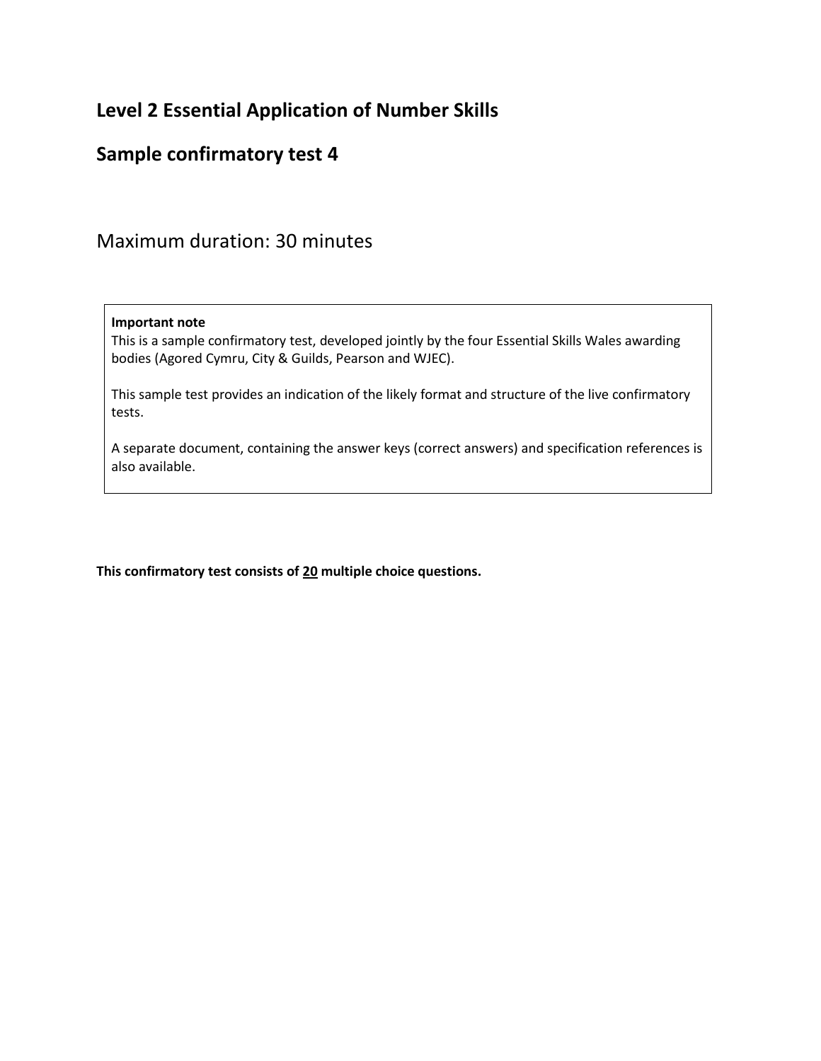## Level 2 Essential Application of Number Skills

## Sample confirmatory test 4

Maximum duration: 30 minutes

> **Important note**
> This is a sample confirmatory test, developed jointly by the four Essential Skills Wales awarding bodies (Agored Cymru, City & Guilds, Pearson and WJEC).
>
> This sample test provides an indication of the likely format and structure of the live confirmatory tests.
>
> A separate document, containing the answer keys (correct answers) and specification references is also available.

**This confirmatory test consists of <u>20</u> multiple choice questions.**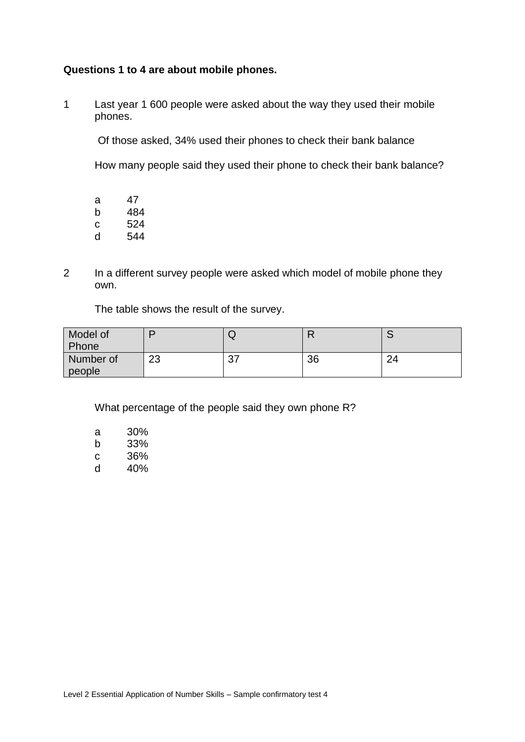**Questions 1 to 4 are about mobile phones.**

1. Last year 1 600 people were asked about the way they used their mobile phones.

   Of those asked, 34% used their phones to check their bank balance

   How many people said they used their phone to check their bank balance?

   a 47
   b 484
   c 524
   d 544

2. In a different survey people were asked which model of mobile phone they own.

   The table shows the result of the survey.

| Model of Phone | P | Q | R | S |
|---|---|---|---|---|
| Number of people | 23 | 37 | 36 | 24 |

   What percentage of the people said they own phone R?

   a 30%
   b 33%
   c 36%
   d 40%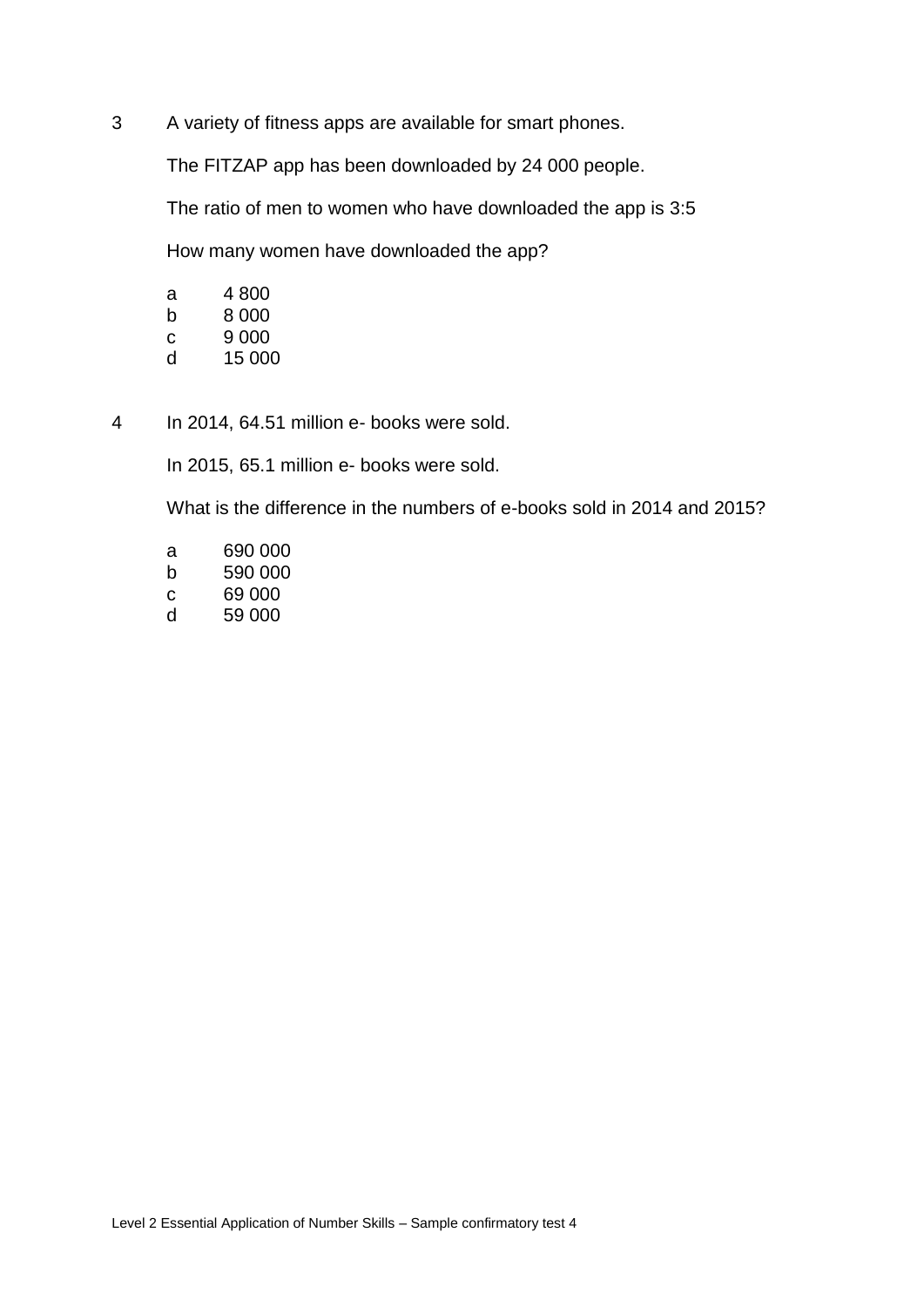3 A variety of fitness apps are available for smart phones.

The FITZAP app has been downloaded by 24 000 people.

The ratio of men to women who have downloaded the app is 3:5

How many women have downloaded the app?

a 4 800
b 8 000
c 9 000
d 15 000

4 In 2014, 64.51 million e- books were sold.

In 2015, 65.1 million e- books were sold.

What is the difference in the numbers of e-books sold in 2014 and 2015?

a 690 000
b 590 000
c 69 000
d 59 000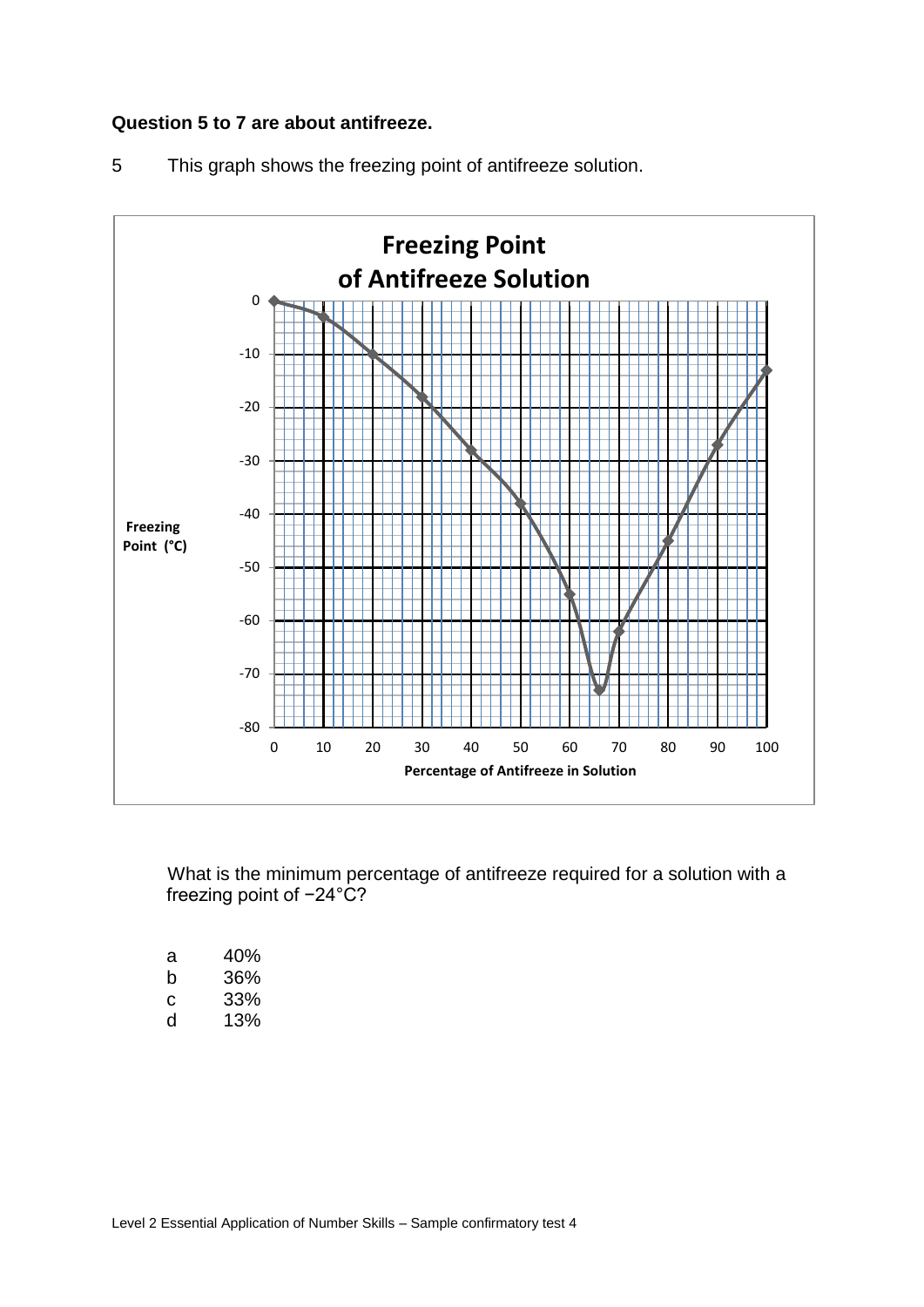**Question 5 to 7 are about antifreeze.**

5 This graph shows the freezing point of antifreeze solution.

**Freezing Point of Antifreeze Solution**

Freezing Point (°C)

Percentage of Antifreeze in Solution

What is the minimum percentage of antifreeze required for a solution with a freezing point of −24°C?

a 40%
b 36%
c 33%
d 13%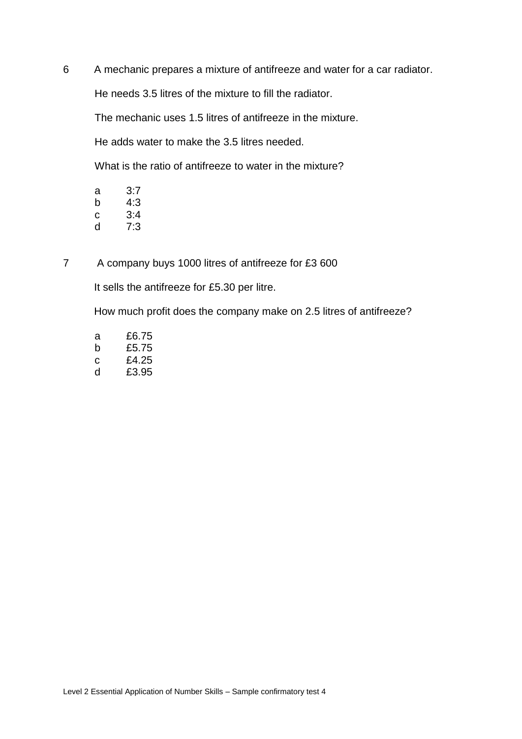6 A mechanic prepares a mixture of antifreeze and water for a car radiator.

He needs 3.5 litres of the mixture to fill the radiator.

The mechanic uses 1.5 litres of antifreeze in the mixture.

He adds water to make the 3.5 litres needed.

What is the ratio of antifreeze to water in the mixture?

a 3:7
b 4:3
c 3:4
d 7:3

7 A company buys 1000 litres of antifreeze for £3 600

It sells the antifreeze for £5.30 per litre.

How much profit does the company make on 2.5 litres of antifreeze?

a £6.75
b £5.75
c £4.25
d £3.95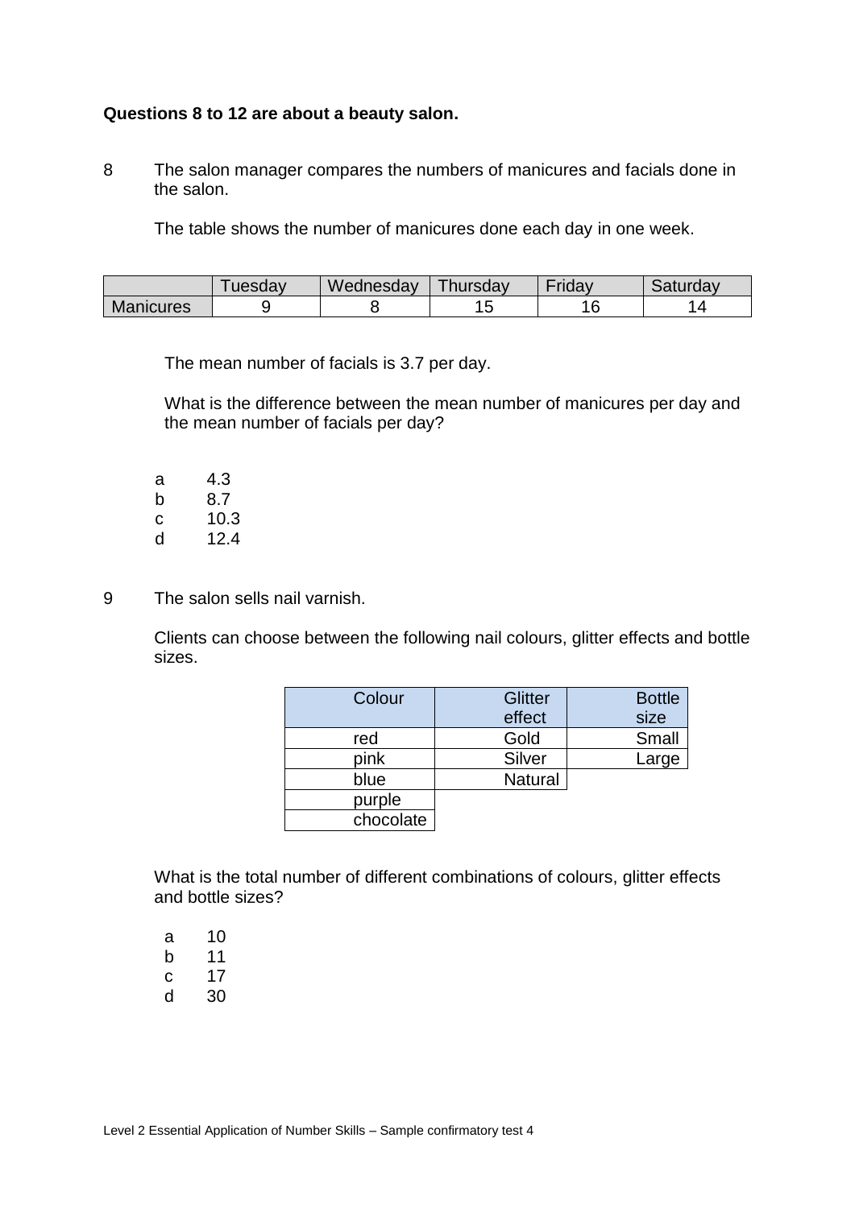**Questions 8 to 12 are about a beauty salon.**

8 The salon manager compares the numbers of manicures and facials done in the salon.

The table shows the number of manicures done each day in one week.

| | Tuesday | Wednesday | Thursday | Friday | Saturday |
|---|---|---|---|---|---|
| Manicures | 9 | 8 | 15 | 16 | 14 |

The mean number of facials is 3.7 per day.

What is the difference between the mean number of manicures per day and the mean number of facials per day?

a 4.3
b 8.7
c 10.3
d 12.4

9 The salon sells nail varnish.

Clients can choose between the following nail colours, glitter effects and bottle sizes.

| Colour | Glitter effect | Bottle size |
|---|---|---|
| red | Gold | Small |
| pink | Silver | Large |
| blue | Natural | |
| purple | | |
| chocolate | | |

What is the total number of different combinations of colours, glitter effects and bottle sizes?

a 10
b 11
c 17
d 30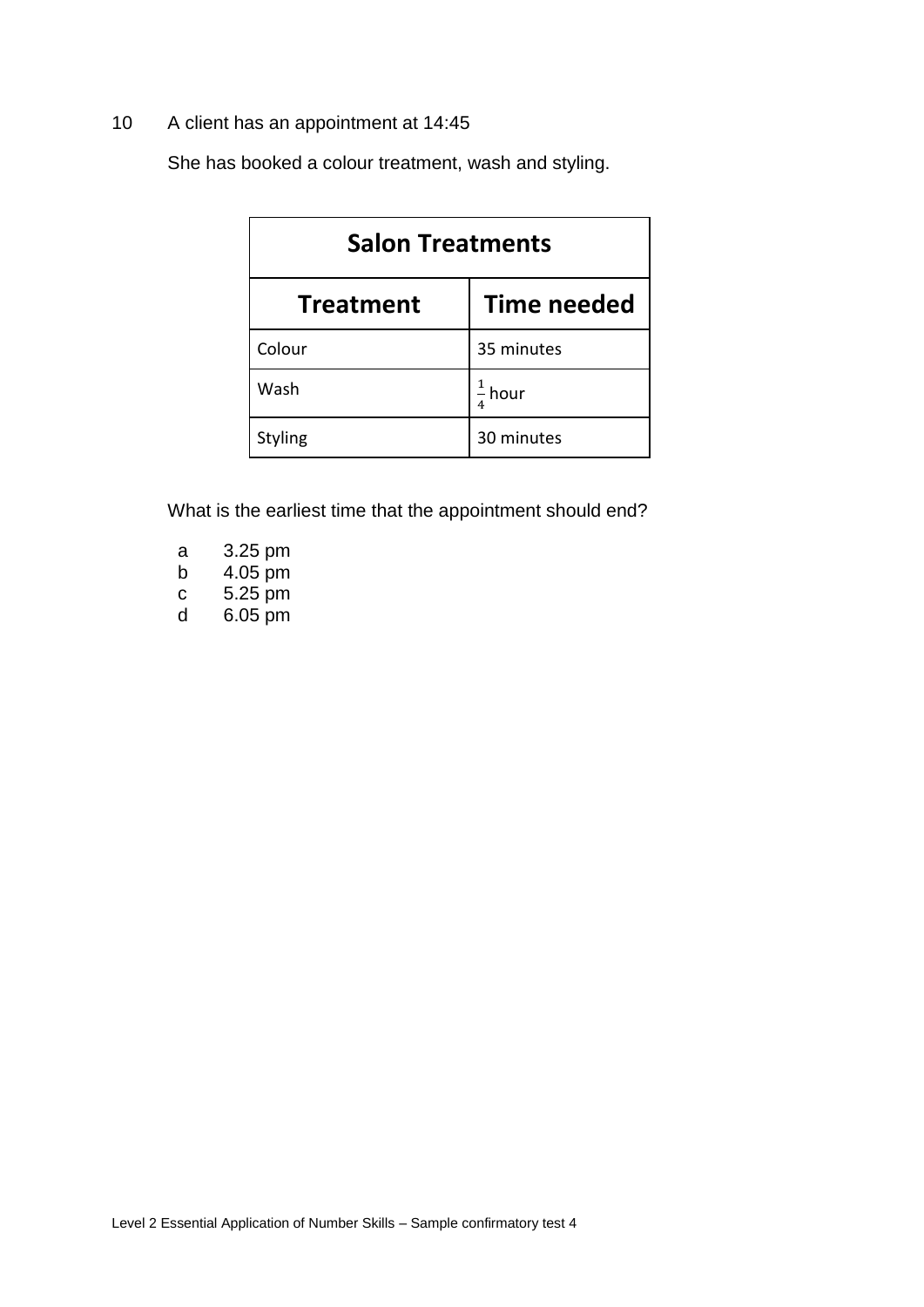10 A client has an appointment at 14:45

She has booked a colour treatment, wash and styling.

| **Salon Treatments** | |
|---|---|
| **Treatment** | **Time needed** |
| Colour | 35 minutes |
| Wash | $\frac{1}{4}$ hour |
| Styling | 30 minutes |

What is the earliest time that the appointment should end?

a 3.25 pm
b 4.05 pm
c 5.25 pm
d 6.05 pm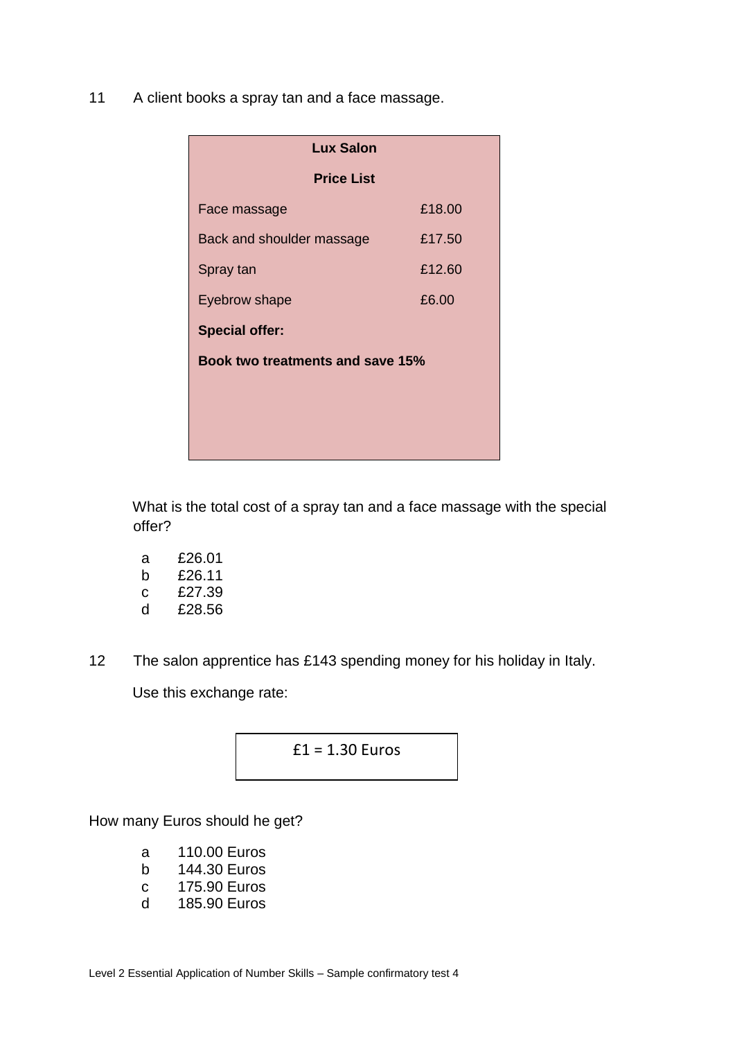11 A client books a spray tan and a face massage.

| **Lux Salon** | |
|---|---|
| **Price List** | |
| Face massage | £18.00 |
| Back and shoulder massage | £17.50 |
| Spray tan | £12.60 |
| Eyebrow shape | £6.00 |
| **Special offer:** | |
| **Book two treatments and save 15%** | |

What is the total cost of a spray tan and a face massage with the special offer?

a £26.01
b £26.11
c £27.39
d £28.56

12 The salon apprentice has £143 spending money for his holiday in Italy.

Use this exchange rate:

| £1 = 1.30 Euros |
|---|

How many Euros should he get?

a 110.00 Euros
b 144.30 Euros
c 175.90 Euros
d 185.90 Euros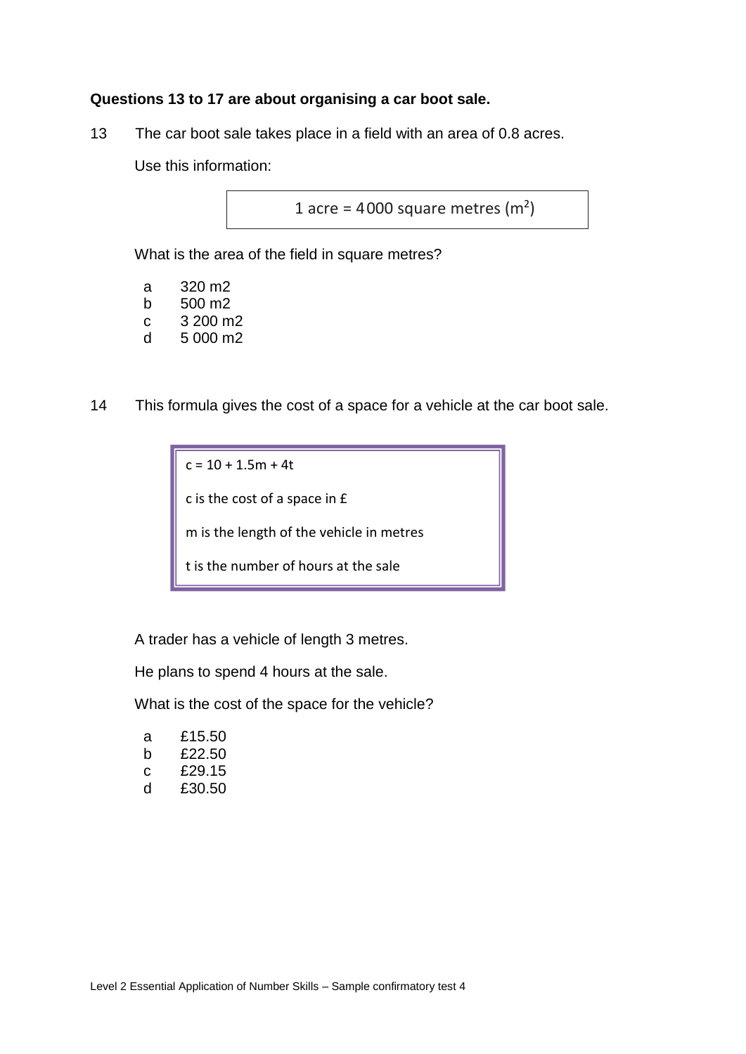**Questions 13 to 17 are about organising a car boot sale.**

13 The car boot sale takes place in a field with an area of 0.8 acres.

Use this information:

| 1 acre = 4 000 square metres ($m^2$) |
|---|

What is the area of the field in square metres?

a 320 m2
b 500 m2
c 3 200 m2
d 5 000 m2

14 This formula gives the cost of a space for a vehicle at the car boot sale.

> $c = 10 + 1.5m + 4t$
>
> c is the cost of a space in £
>
> m is the length of the vehicle in metres
>
> t is the number of hours at the sale

A trader has a vehicle of length 3 metres.

He plans to spend 4 hours at the sale.

What is the cost of the space for the vehicle?

a £15.50
b £22.50
c £29.15
d £30.50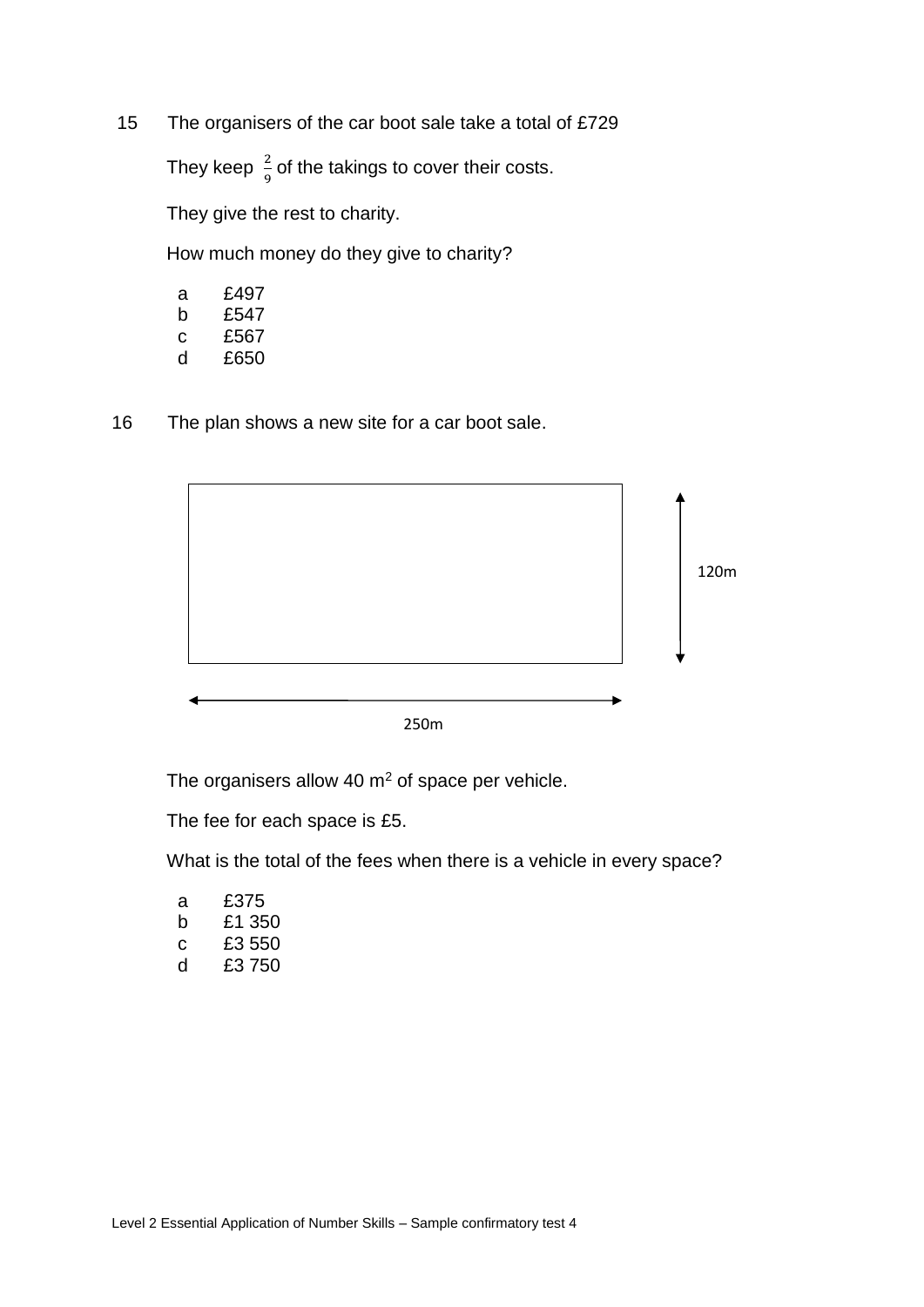15 The organisers of the car boot sale take a total of £729

They keep $\frac{2}{9}$ of the takings to cover their costs.

They give the rest to charity.

How much money do they give to charity?

- a £497
- b £547
- c £567
- d £650

16 The plan shows a new site for a car boot sale.

120m

250m

The organisers allow 40 $m^2$ of space per vehicle.

The fee for each space is £5.

What is the total of the fees when there is a vehicle in every space?

- a £375
- b £1 350
- c £3 550
- d £3 750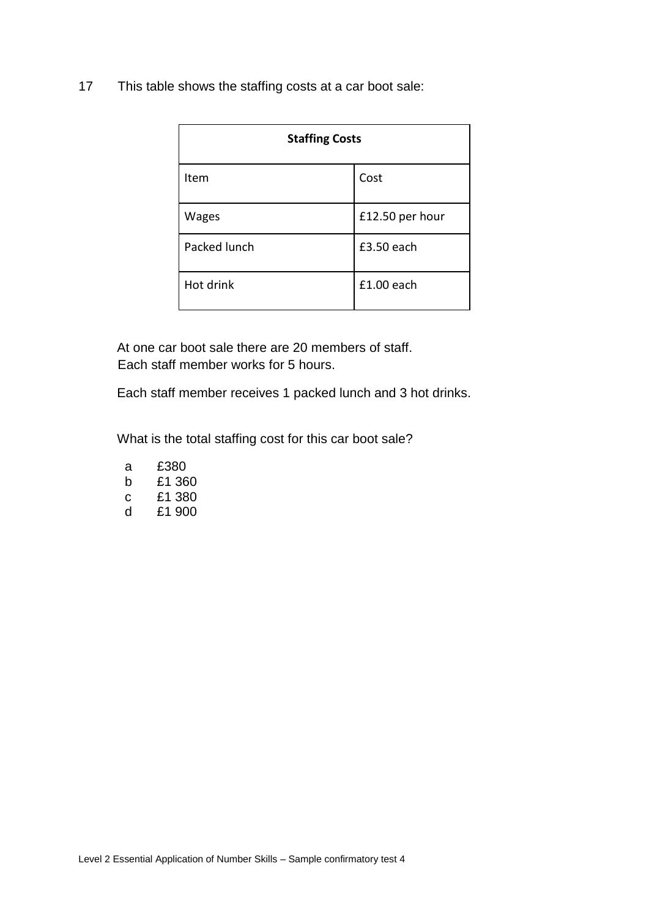17 This table shows the staffing costs at a car boot sale:

| Staffing Costs | |
|---|---|
| Item | Cost |
| Wages | £12.50 per hour |
| Packed lunch | £3.50 each |
| Hot drink | £1.00 each |

At one car boot sale there are 20 members of staff.
Each staff member works for 5 hours.

Each staff member receives 1 packed lunch and 3 hot drinks.

What is the total staffing cost for this car boot sale?

a £380
b £1 360
c £1 380
d £1 900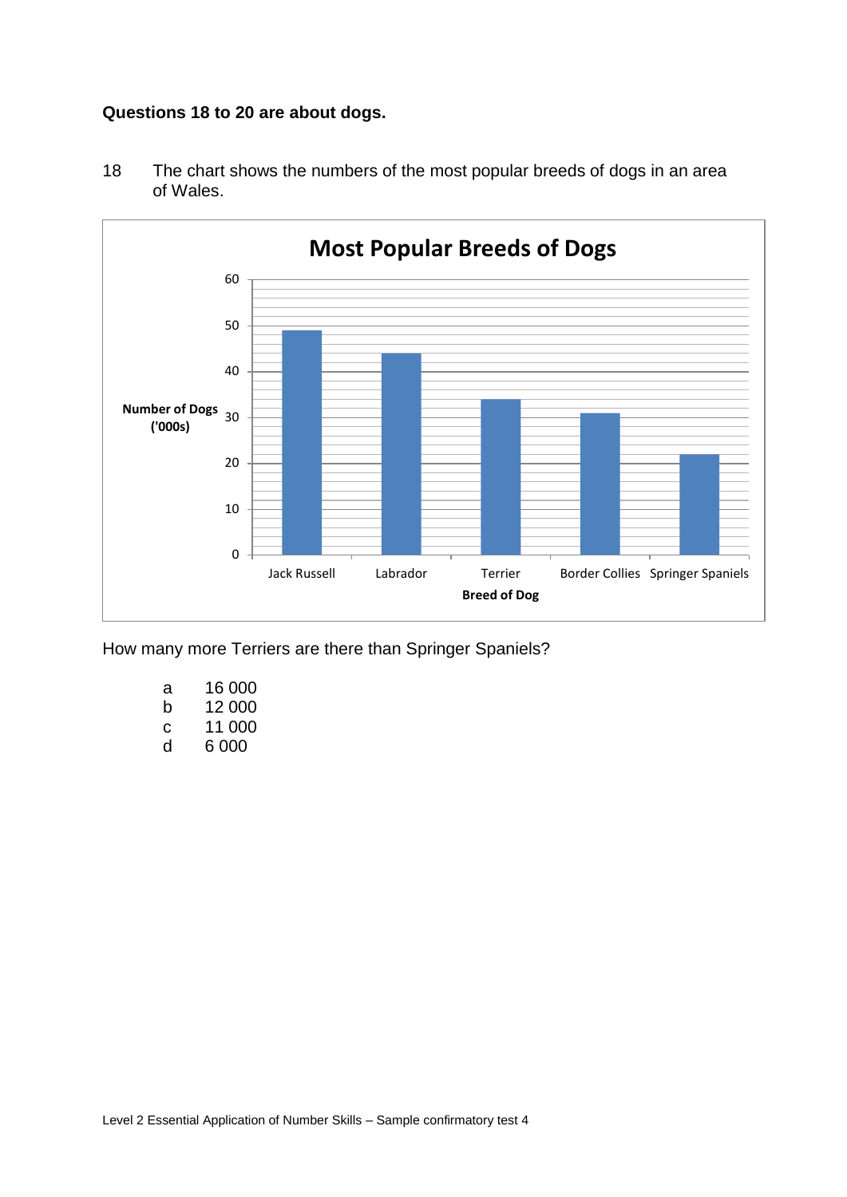**Questions 18 to 20 are about dogs.**

18 The chart shows the numbers of the most popular breeds of dogs in an area of Wales.

**Most Popular Breeds of Dogs**

| Breed of Dog | Number of Dogs ('000s) |
|---|---|
| Jack Russell | 49 |
| Labrador | 44 |
| Terrier | 34 |
| Border Collies | 31 |
| Springer Spaniels | 22 |

How many more Terriers are there than Springer Spaniels?

- a 16 000
- b 12 000
- c 11 000
- d 6 000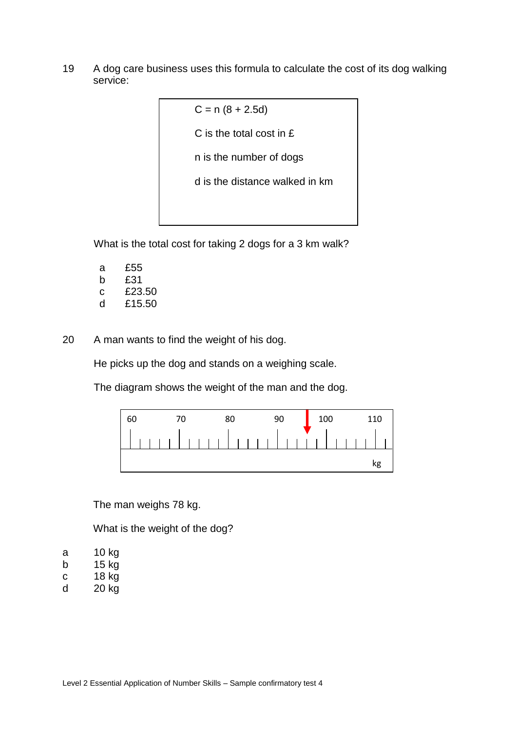19 A dog care business uses this formula to calculate the cost of its dog walking service:

> $C = n\,(8 + 2.5d)$
>
> C is the total cost in £
>
> n is the number of dogs
>
> d is the distance walked in km

What is the total cost for taking 2 dogs for a 3 km walk?

a £55
b £31
c £23.50
d £15.50

20 A man wants to find the weight of his dog.

He picks up the dog and stands on a weighing scale.

The diagram shows the weight of the man and the dog.

The man weighs 78 kg.

What is the weight of the dog?

a 10 kg
b 15 kg
c 18 kg
d 20 kg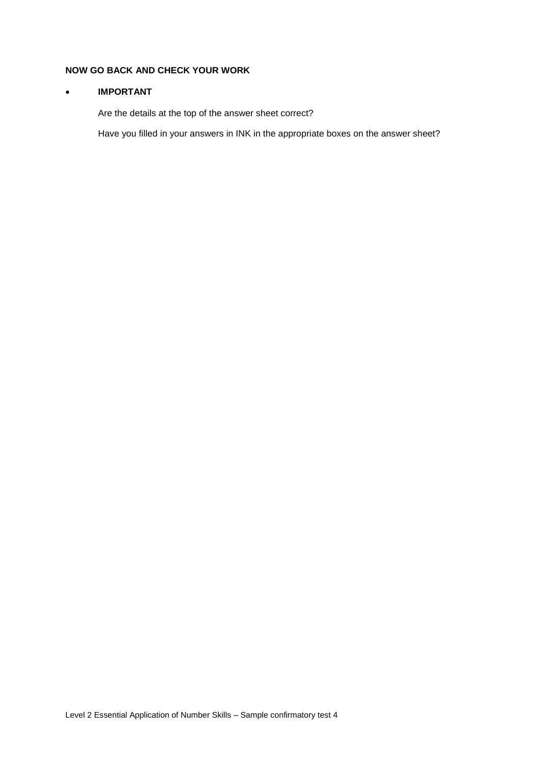**NOW GO BACK AND CHECK YOUR WORK**

- **IMPORTANT**

  Are the details at the top of the answer sheet correct?

  Have you filled in your answers in INK in the appropriate boxes on the answer sheet?